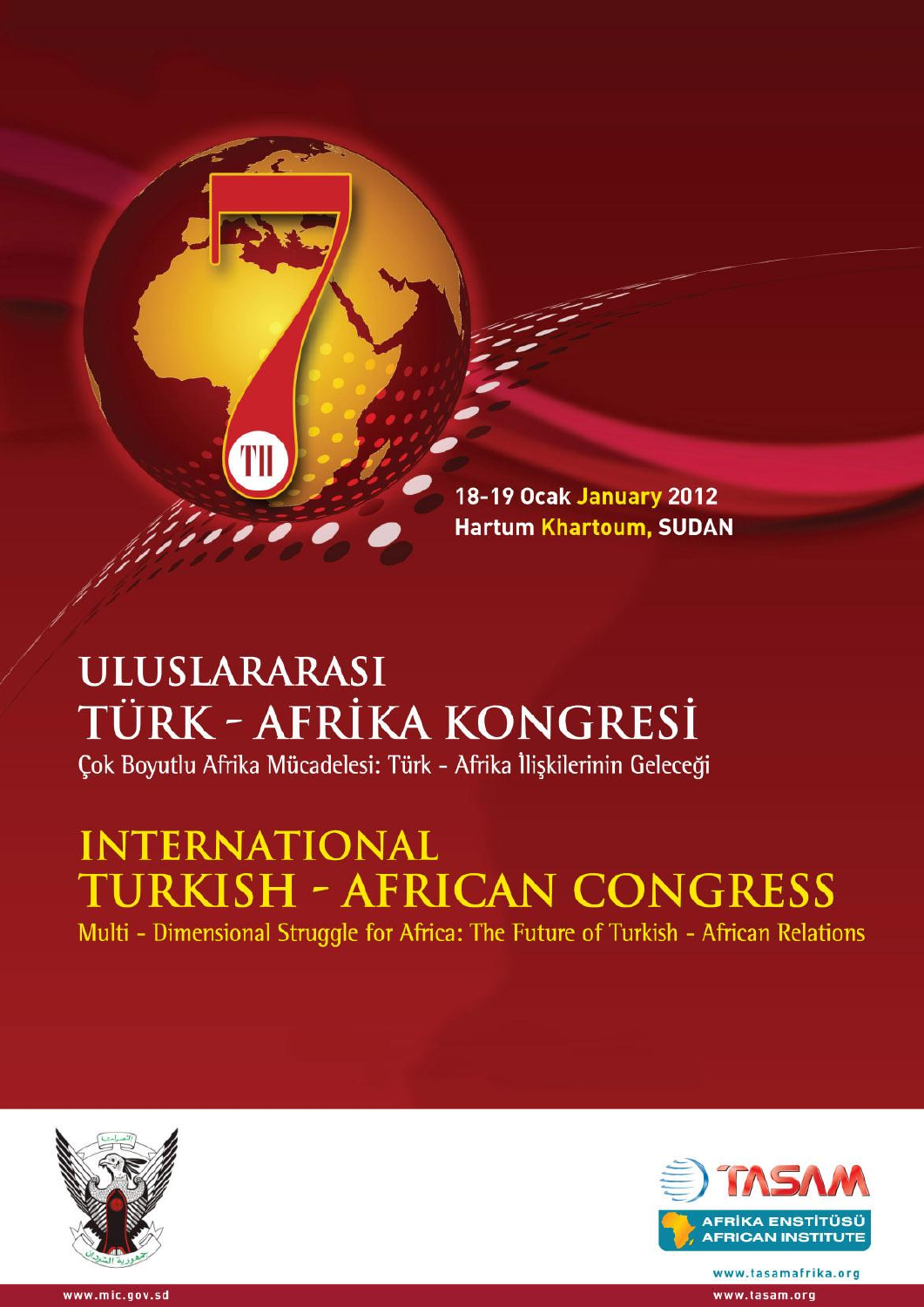7TH

18-19 Ocak January 2012
Hartum Khartoum, SUDAN

# ULUSLARARASI TÜRK - AFRİKA KONGRESİ

Çok Boyutlu Afrika Mücadelesi: Türk - Afrika İlişkilerinin Geleceği

# INTERNATIONAL TURKISH - AFRICAN CONGRESS

Multi - Dimensional Struggle for Africa: The Future of Turkish - African Relations

TASAM
AFRİKA ENSTİTÜSÜ
AFRICAN INSTITUTE

www.tasamafrika.org

www.mic.gov.sd

www.tasam.org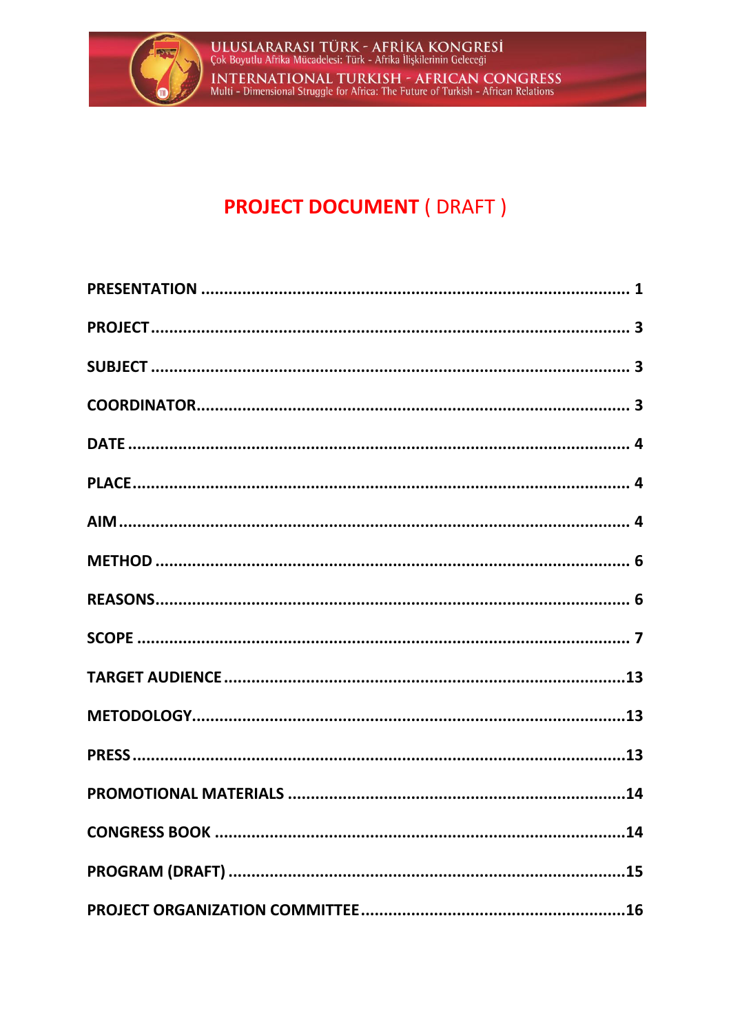# PROJECT DOCUMENT ( DRAFT )

**PRESENTATION** ........................................ 1

**PROJECT** ........................................ 3

**SUBJECT** ........................................ 3

**COORDINATOR** ........................................ 3

**DATE** ........................................ 4

**PLACE** ........................................ 4

**AIM** ........................................ 4

**METHOD** ........................................ 6

**REASONS** ........................................ 6

**SCOPE** ........................................ 7

**TARGET AUDIENCE** ........................................ 13

**METODOLOGY** ........................................ 13

**PRESS** ........................................ 13

**PROMOTIONAL MATERIALS** ........................................ 14

**CONGRESS BOOK** ........................................ 14

**PROGRAM (DRAFT)** ........................................ 15

**PROJECT ORGANIZATION COMMITTEE** ........................................ 16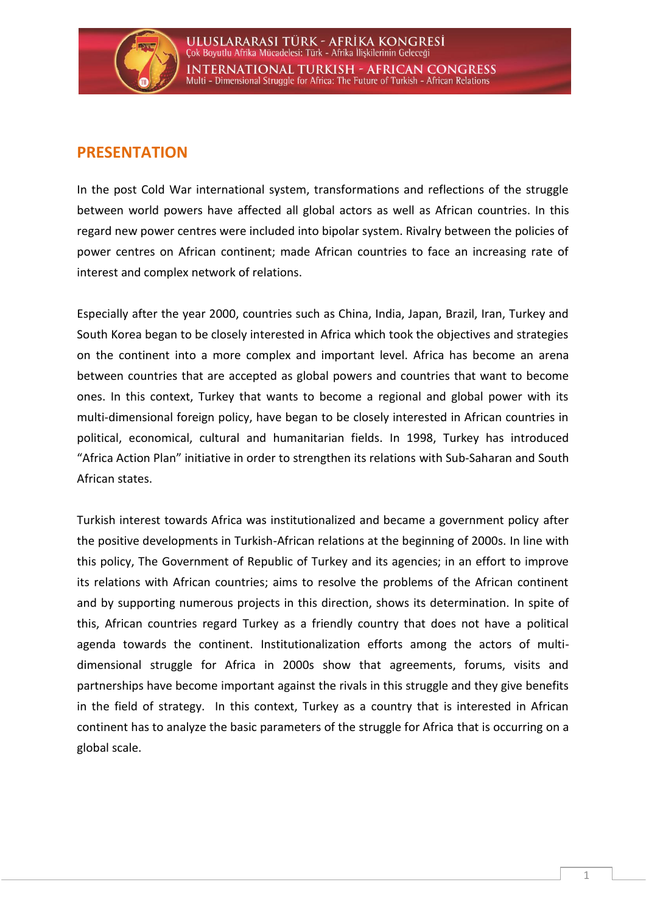## PRESENTATION

In the post Cold War international system, transformations and reflections of the struggle between world powers have affected all global actors as well as African countries. In this regard new power centres were included into bipolar system. Rivalry between the policies of power centres on African continent; made African countries to face an increasing rate of interest and complex network of relations.

Especially after the year 2000, countries such as China, India, Japan, Brazil, Iran, Turkey and South Korea began to be closely interested in Africa which took the objectives and strategies on the continent into a more complex and important level. Africa has become an arena between countries that are accepted as global powers and countries that want to become ones. In this context, Turkey that wants to become a regional and global power with its multi-dimensional foreign policy, have began to be closely interested in African countries in political, economical, cultural and humanitarian fields. In 1998, Turkey has introduced "Africa Action Plan" initiative in order to strengthen its relations with Sub-Saharan and South African states.

Turkish interest towards Africa was institutionalized and became a government policy after the positive developments in Turkish-African relations at the beginning of 2000s. In line with this policy, The Government of Republic of Turkey and its agencies; in an effort to improve its relations with African countries; aims to resolve the problems of the African continent and by supporting numerous projects in this direction, shows its determination. In spite of this, African countries regard Turkey as a friendly country that does not have a political agenda towards the continent. Institutionalization efforts among the actors of multi-dimensional struggle for Africa in 2000s show that agreements, forums, visits and partnerships have become important against the rivals in this struggle and they give benefits in the field of strategy. In this context, Turkey as a country that is interested in African continent has to analyze the basic parameters of the struggle for Africa that is occurring on a global scale.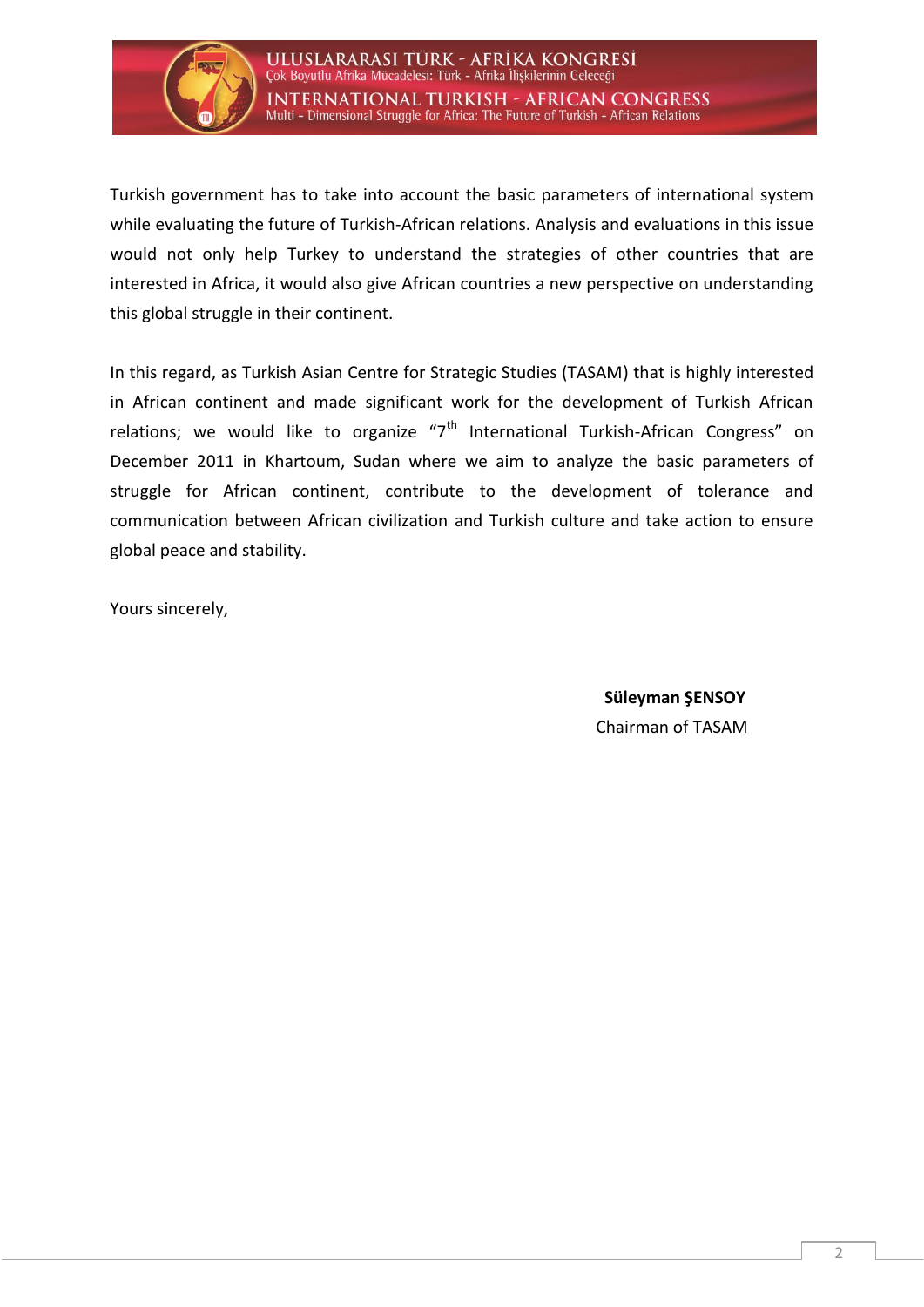Turkish government has to take into account the basic parameters of international system while evaluating the future of Turkish-African relations. Analysis and evaluations in this issue would not only help Turkey to understand the strategies of other countries that are interested in Africa, it would also give African countries a new perspective on understanding this global struggle in their continent.

In this regard, as Turkish Asian Centre for Strategic Studies (TASAM) that is highly interested in African continent and made significant work for the development of Turkish African relations; we would like to organize "7th International Turkish-African Congress" on December 2011 in Khartoum, Sudan where we aim to analyze the basic parameters of struggle for African continent, contribute to the development of tolerance and communication between African civilization and Turkish culture and take action to ensure global peace and stability.

Yours sincerely,

**Süleyman ŞENSOY**
Chairman of TASAM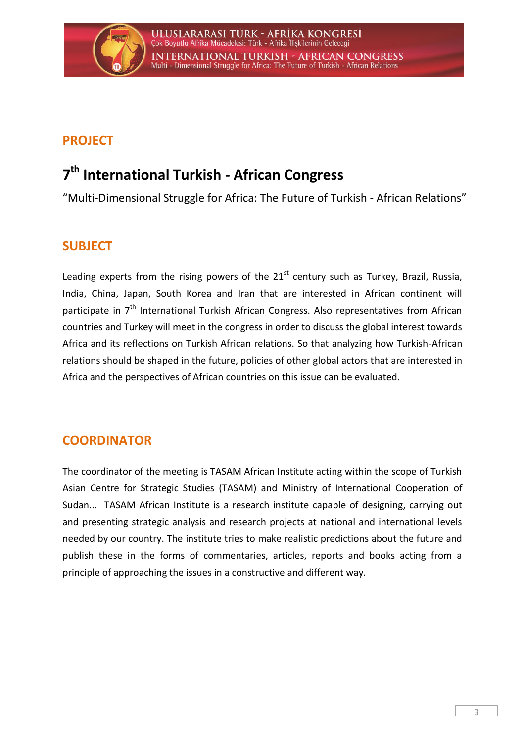## PROJECT

# 7th International Turkish - African Congress

"Multi-Dimensional Struggle for Africa: The Future of Turkish - African Relations"

## SUBJECT

Leading experts from the rising powers of the 21st century such as Turkey, Brazil, Russia, India, China, Japan, South Korea and Iran that are interested in African continent will participate in 7th International Turkish African Congress. Also representatives from African countries and Turkey will meet in the congress in order to discuss the global interest towards Africa and its reflections on Turkish African relations. So that analyzing how Turkish-African relations should be shaped in the future, policies of other global actors that are interested in Africa and the perspectives of African countries on this issue can be evaluated.

## COORDINATOR

The coordinator of the meeting is TASAM African Institute acting within the scope of Turkish Asian Centre for Strategic Studies (TASAM) and Ministry of International Cooperation of Sudan... TASAM African Institute is a research institute capable of designing, carrying out and presenting strategic analysis and research projects at national and international levels needed by our country. The institute tries to make realistic predictions about the future and publish these in the forms of commentaries, articles, reports and books acting from a principle of approaching the issues in a constructive and different way.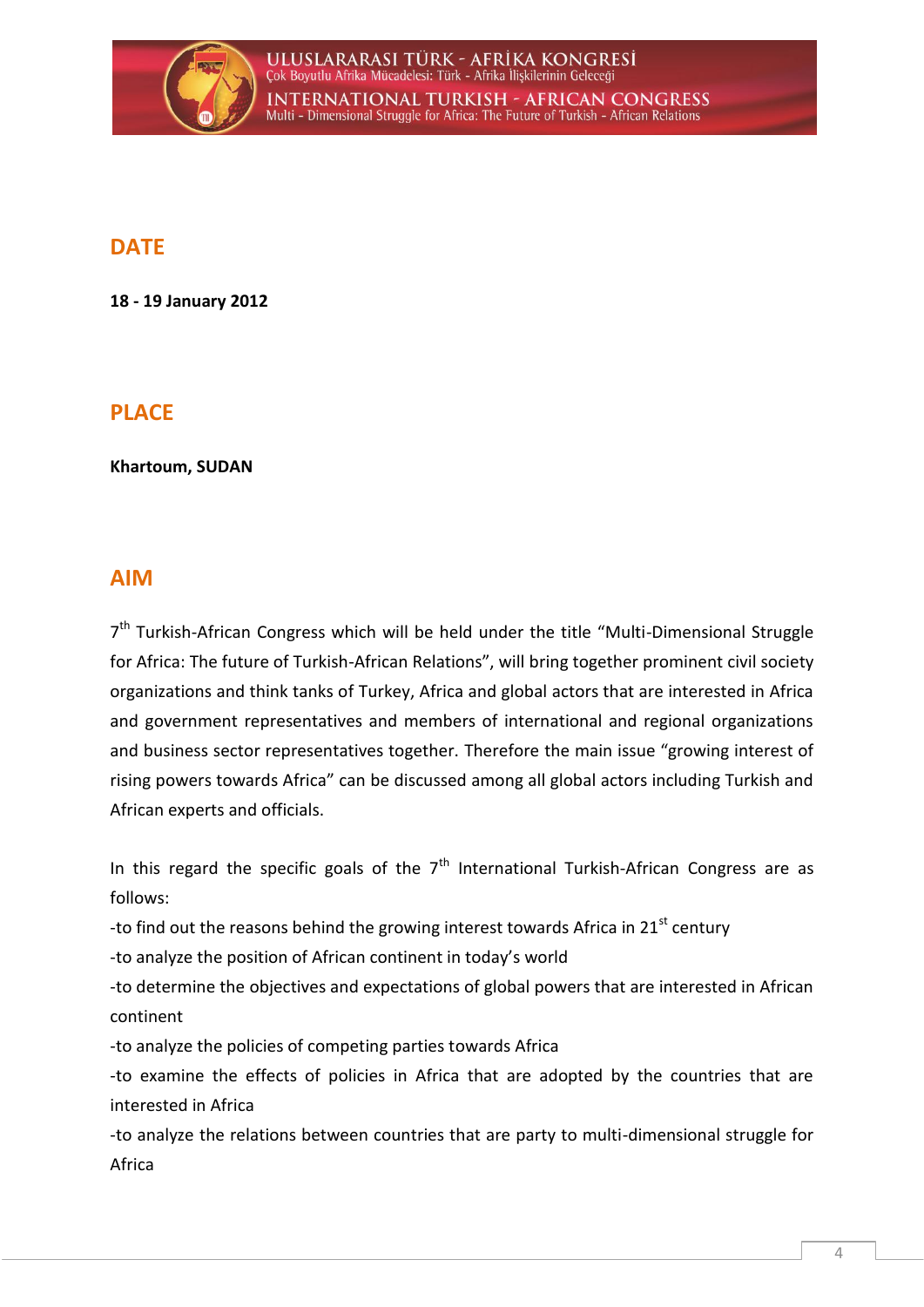## DATE

**18 - 19 January 2012**

## PLACE

**Khartoum, SUDAN**

## AIM

7th Turkish-African Congress which will be held under the title "Multi-Dimensional Struggle for Africa: The future of Turkish-African Relations", will bring together prominent civil society organizations and think tanks of Turkey, Africa and global actors that are interested in Africa and government representatives and members of international and regional organizations and business sector representatives together. Therefore the main issue "growing interest of rising powers towards Africa" can be discussed among all global actors including Turkish and African experts and officials.

In this regard the specific goals of the 7th International Turkish-African Congress are as follows:

-to find out the reasons behind the growing interest towards Africa in 21st century

-to analyze the position of African continent in today's world

-to determine the objectives and expectations of global powers that are interested in African continent

-to analyze the policies of competing parties towards Africa

-to examine the effects of policies in Africa that are adopted by the countries that are interested in Africa

-to analyze the relations between countries that are party to multi-dimensional struggle for Africa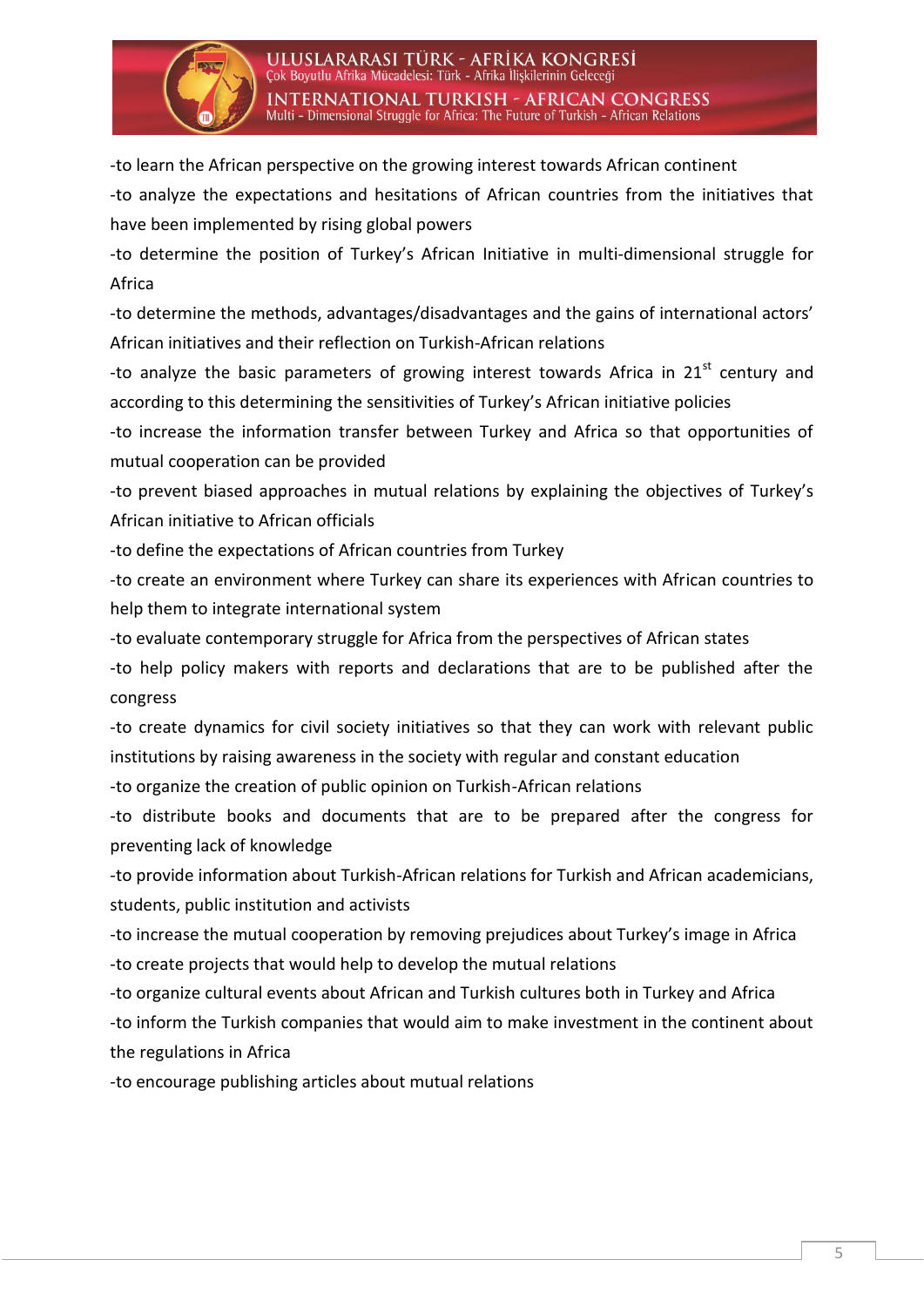-to learn the African perspective on the growing interest towards African continent

-to analyze the expectations and hesitations of African countries from the initiatives that have been implemented by rising global powers

-to determine the position of Turkey's African Initiative in multi-dimensional struggle for Africa

-to determine the methods, advantages/disadvantages and the gains of international actors' African initiatives and their reflection on Turkish-African relations

-to analyze the basic parameters of growing interest towards Africa in 21st century and according to this determining the sensitivities of Turkey's African initiative policies

-to increase the information transfer between Turkey and Africa so that opportunities of mutual cooperation can be provided

-to prevent biased approaches in mutual relations by explaining the objectives of Turkey's African initiative to African officials

-to define the expectations of African countries from Turkey

-to create an environment where Turkey can share its experiences with African countries to help them to integrate international system

-to evaluate contemporary struggle for Africa from the perspectives of African states

-to help policy makers with reports and declarations that are to be published after the congress

-to create dynamics for civil society initiatives so that they can work with relevant public institutions by raising awareness in the society with regular and constant education

-to organize the creation of public opinion on Turkish-African relations

-to distribute books and documents that are to be prepared after the congress for preventing lack of knowledge

-to provide information about Turkish-African relations for Turkish and African academicians, students, public institution and activists

-to increase the mutual cooperation by removing prejudices about Turkey's image in Africa

-to create projects that would help to develop the mutual relations

-to organize cultural events about African and Turkish cultures both in Turkey and Africa

-to inform the Turkish companies that would aim to make investment in the continent about the regulations in Africa

-to encourage publishing articles about mutual relations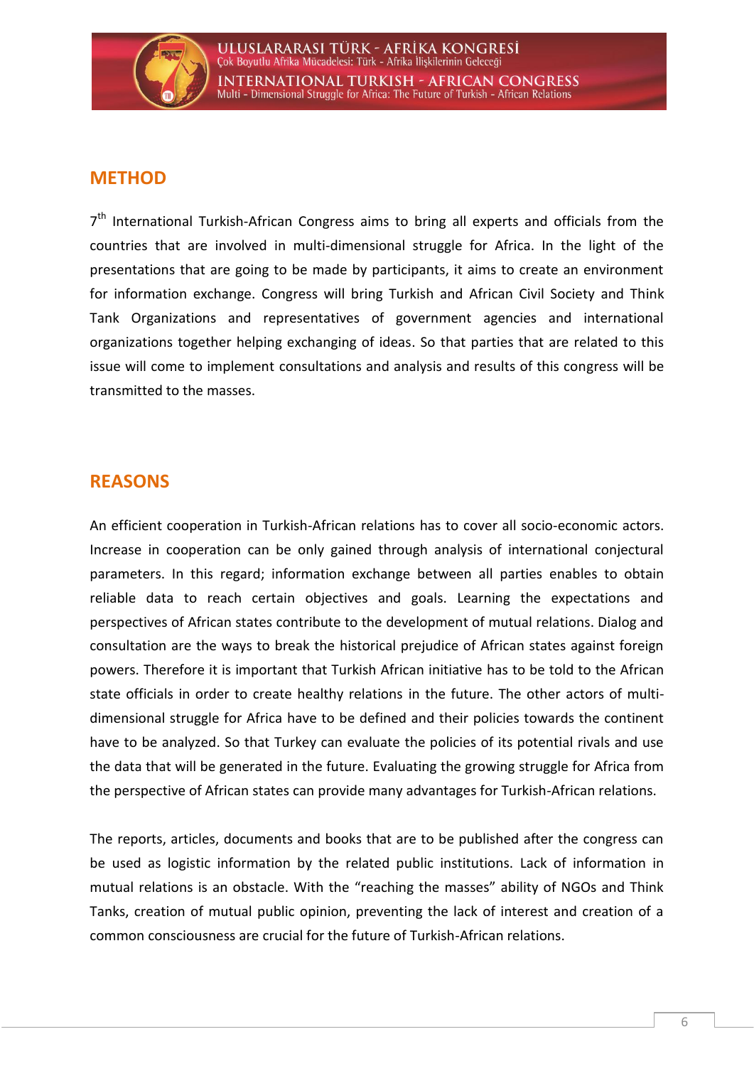## METHOD

7th International Turkish-African Congress aims to bring all experts and officials from the countries that are involved in multi-dimensional struggle for Africa. In the light of the presentations that are going to be made by participants, it aims to create an environment for information exchange. Congress will bring Turkish and African Civil Society and Think Tank Organizations and representatives of government agencies and international organizations together helping exchanging of ideas. So that parties that are related to this issue will come to implement consultations and analysis and results of this congress will be transmitted to the masses.

## REASONS

An efficient cooperation in Turkish-African relations has to cover all socio-economic actors. Increase in cooperation can be only gained through analysis of international conjectural parameters. In this regard; information exchange between all parties enables to obtain reliable data to reach certain objectives and goals. Learning the expectations and perspectives of African states contribute to the development of mutual relations. Dialog and consultation are the ways to break the historical prejudice of African states against foreign powers. Therefore it is important that Turkish African initiative has to be told to the African state officials in order to create healthy relations in the future. The other actors of multi-dimensional struggle for Africa have to be defined and their policies towards the continent have to be analyzed. So that Turkey can evaluate the policies of its potential rivals and use the data that will be generated in the future. Evaluating the growing struggle for Africa from the perspective of African states can provide many advantages for Turkish-African relations.

The reports, articles, documents and books that are to be published after the congress can be used as logistic information by the related public institutions. Lack of information in mutual relations is an obstacle. With the "reaching the masses" ability of NGOs and Think Tanks, creation of mutual public opinion, preventing the lack of interest and creation of a common consciousness are crucial for the future of Turkish-African relations.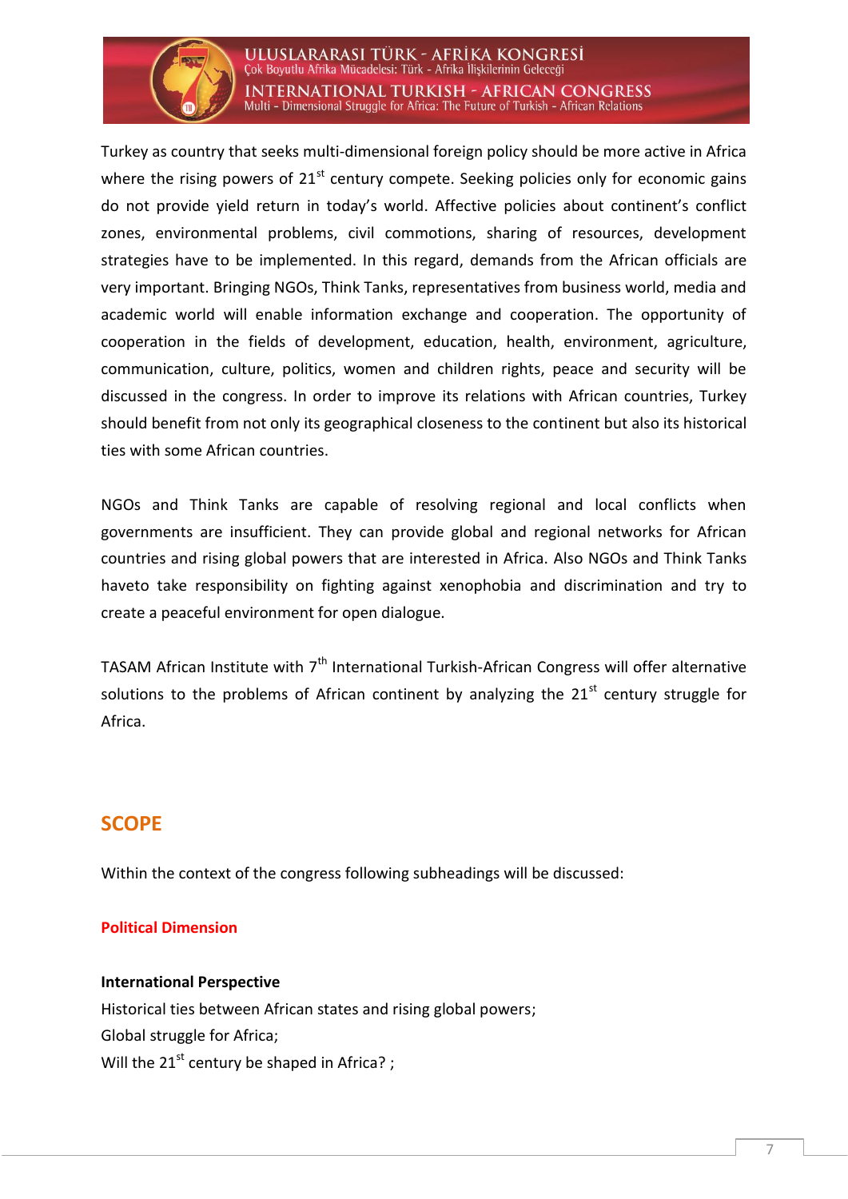Turkey as country that seeks multi-dimensional foreign policy should be more active in Africa where the rising powers of 21st century compete. Seeking policies only for economic gains do not provide yield return in today's world. Affective policies about continent's conflict zones, environmental problems, civil commotions, sharing of resources, development strategies have to be implemented. In this regard, demands from the African officials are very important. Bringing NGOs, Think Tanks, representatives from business world, media and academic world will enable information exchange and cooperation. The opportunity of cooperation in the fields of development, education, health, environment, agriculture, communication, culture, politics, women and children rights, peace and security will be discussed in the congress. In order to improve its relations with African countries, Turkey should benefit from not only its geographical closeness to the continent but also its historical ties with some African countries.

NGOs and Think Tanks are capable of resolving regional and local conflicts when governments are insufficient. They can provide global and regional networks for African countries and rising global powers that are interested in Africa. Also NGOs and Think Tanks haveto take responsibility on fighting against xenophobia and discrimination and try to create a peaceful environment for open dialogue.

TASAM African Institute with 7th International Turkish-African Congress will offer alternative solutions to the problems of African continent by analyzing the 21st century struggle for Africa.

## SCOPE

Within the context of the congress following subheadings will be discussed:

### Political Dimension

**International Perspective**

Historical ties between African states and rising global powers;
Global struggle for Africa;
Will the 21st century be shaped in Africa? ;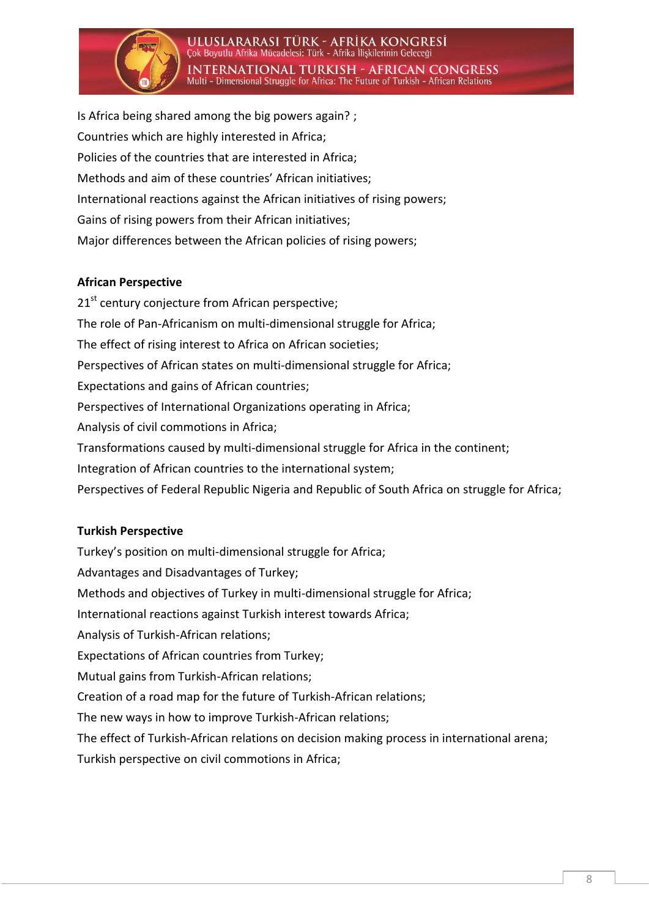Is Africa being shared among the big powers again? ;
Countries which are highly interested in Africa;
Policies of the countries that are interested in Africa;
Methods and aim of these countries' African initiatives;
International reactions against the African initiatives of rising powers;
Gains of rising powers from their African initiatives;
Major differences between the African policies of rising powers;

**African Perspective**

21st century conjecture from African perspective;
The role of Pan-Africanism on multi-dimensional struggle for Africa;
The effect of rising interest to Africa on African societies;
Perspectives of African states on multi-dimensional struggle for Africa;
Expectations and gains of African countries;
Perspectives of International Organizations operating in Africa;
Analysis of civil commotions in Africa;
Transformations caused by multi-dimensional struggle for Africa in the continent;
Integration of African countries to the international system;
Perspectives of Federal Republic Nigeria and Republic of South Africa on struggle for Africa;

**Turkish Perspective**

Turkey's position on multi-dimensional struggle for Africa;
Advantages and Disadvantages of Turkey;
Methods and objectives of Turkey in multi-dimensional struggle for Africa;
International reactions against Turkish interest towards Africa;
Analysis of Turkish-African relations;
Expectations of African countries from Turkey;
Mutual gains from Turkish-African relations;
Creation of a road map for the future of Turkish-African relations;
The new ways in how to improve Turkish-African relations;
The effect of Turkish-African relations on decision making process in international arena;
Turkish perspective on civil commotions in Africa;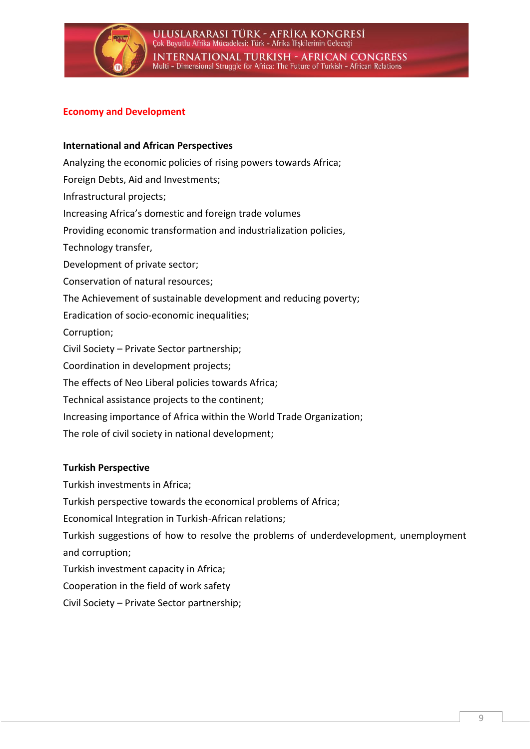## Economy and Development

### International and African Perspectives

Analyzing the economic policies of rising powers towards Africa;

Foreign Debts, Aid and Investments;

Infrastructural projects;

Increasing Africa's domestic and foreign trade volumes

Providing economic transformation and industrialization policies,

Technology transfer,

Development of private sector;

Conservation of natural resources;

The Achievement of sustainable development and reducing poverty;

Eradication of socio-economic inequalities;

Corruption;

Civil Society – Private Sector partnership;

Coordination in development projects;

The effects of Neo Liberal policies towards Africa;

Technical assistance projects to the continent;

Increasing importance of Africa within the World Trade Organization;

The role of civil society in national development;

### Turkish Perspective

Turkish investments in Africa;

Turkish perspective towards the economical problems of Africa;

Economical Integration in Turkish-African relations;

Turkish suggestions of how to resolve the problems of underdevelopment, unemployment and corruption;

Turkish investment capacity in Africa;

Cooperation in the field of work safety

Civil Society – Private Sector partnership;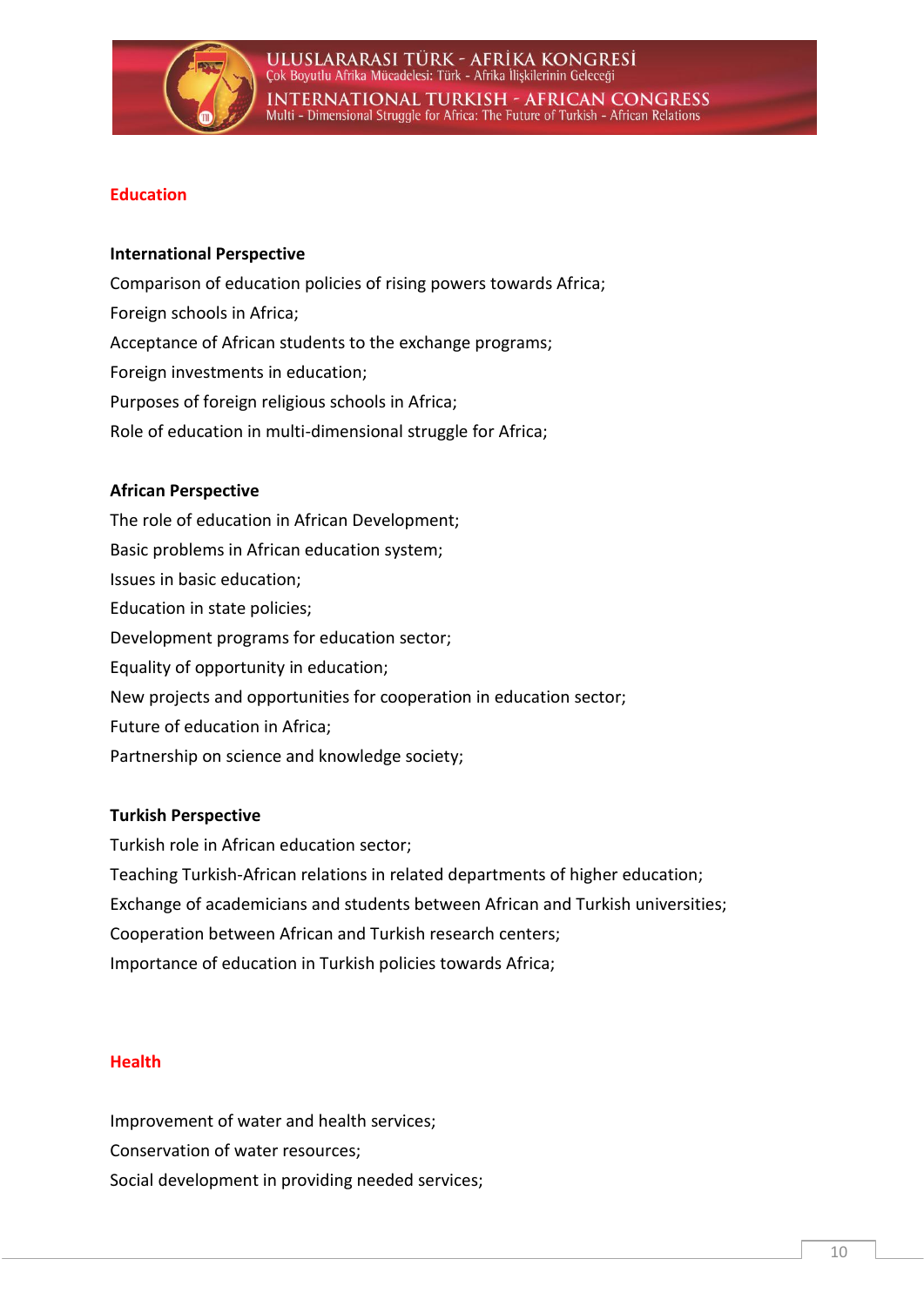## Education

### International Perspective

Comparison of education policies of rising powers towards Africa;

Foreign schools in Africa;

Acceptance of African students to the exchange programs;

Foreign investments in education;

Purposes of foreign religious schools in Africa;

Role of education in multi-dimensional struggle for Africa;

### African Perspective

The role of education in African Development;

Basic problems in African education system;

Issues in basic education;

Education in state policies;

Development programs for education sector;

Equality of opportunity in education;

New projects and opportunities for cooperation in education sector;

Future of education in Africa;

Partnership on science and knowledge society;

### Turkish Perspective

Turkish role in African education sector;

Teaching Turkish-African relations in related departments of higher education;

Exchange of academicians and students between African and Turkish universities;

Cooperation between African and Turkish research centers;

Importance of education in Turkish policies towards Africa;

## Health

Improvement of water and health services;

Conservation of water resources;

Social development in providing needed services;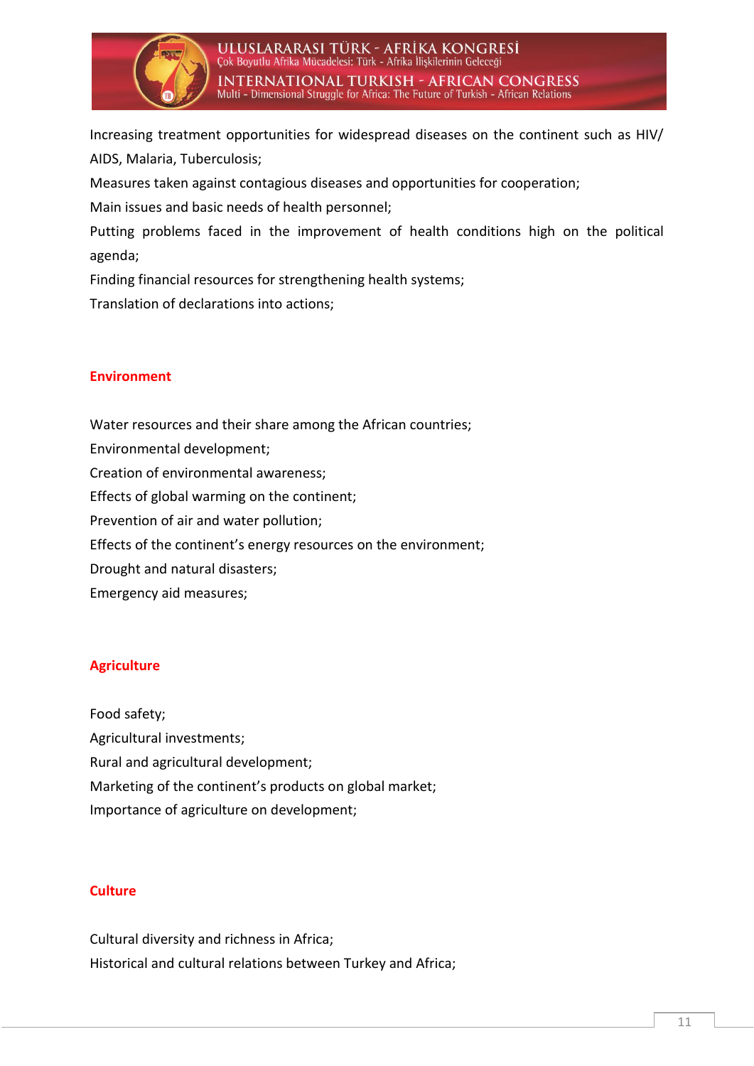Increasing treatment opportunities for widespread diseases on the continent such as HIV/AIDS, Malaria, Tuberculosis;

Measures taken against contagious diseases and opportunities for cooperation;

Main issues and basic needs of health personnel;

Putting problems faced in the improvement of health conditions high on the political agenda;

Finding financial resources for strengthening health systems;

Translation of declarations into actions;

## Environment

Water resources and their share among the African countries;

Environmental development;

Creation of environmental awareness;

Effects of global warming on the continent;

Prevention of air and water pollution;

Effects of the continent's energy resources on the environment;

Drought and natural disasters;

Emergency aid measures;

## Agriculture

Food safety;

Agricultural investments;

Rural and agricultural development;

Marketing of the continent's products on global market;

Importance of agriculture on development;

## Culture

Cultural diversity and richness in Africa;

Historical and cultural relations between Turkey and Africa;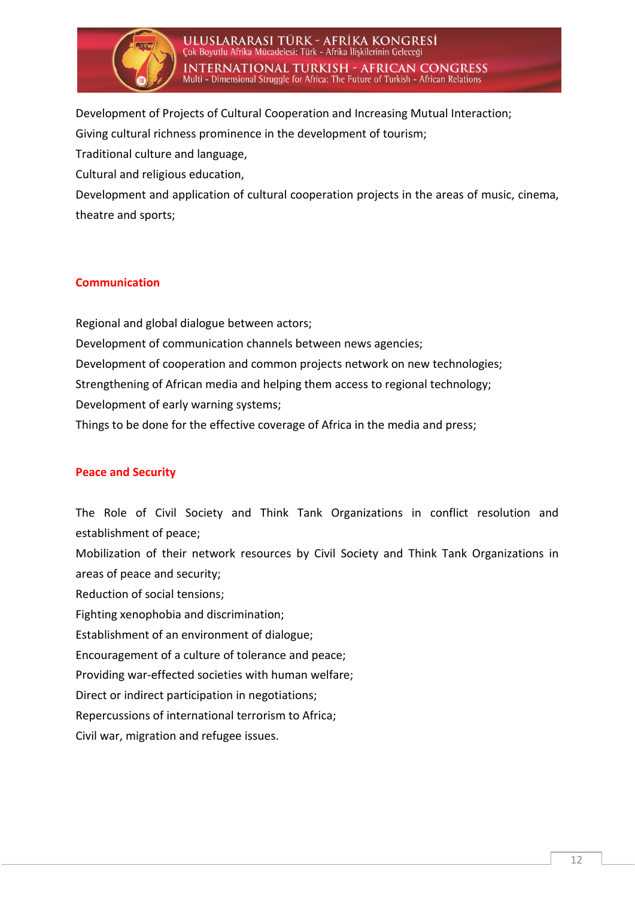Development of Projects of Cultural Cooperation and Increasing Mutual Interaction;

Giving cultural richness prominence in the development of tourism;

Traditional culture and language,

Cultural and religious education,

Development and application of cultural cooperation projects in the areas of music, cinema, theatre and sports;

### Communication

Regional and global dialogue between actors;

Development of communication channels between news agencies;

Development of cooperation and common projects network on new technologies;

Strengthening of African media and helping them access to regional technology;

Development of early warning systems;

Things to be done for the effective coverage of Africa in the media and press;

### Peace and Security

The Role of Civil Society and Think Tank Organizations in conflict resolution and establishment of peace;

Mobilization of their network resources by Civil Society and Think Tank Organizations in areas of peace and security;

Reduction of social tensions;

Fighting xenophobia and discrimination;

Establishment of an environment of dialogue;

Encouragement of a culture of tolerance and peace;

Providing war-effected societies with human welfare;

Direct or indirect participation in negotiations;

Repercussions of international terrorism to Africa;

Civil war, migration and refugee issues.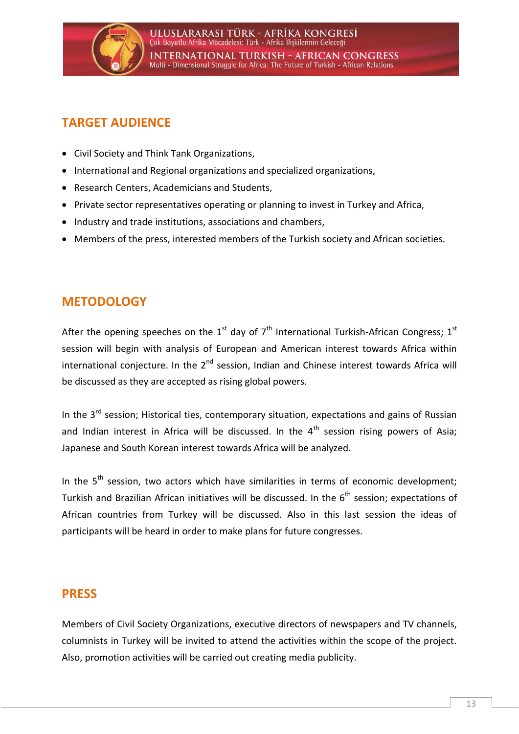## TARGET AUDIENCE

- Civil Society and Think Tank Organizations,
- International and Regional organizations and specialized organizations,
- Research Centers, Academicians and Students,
- Private sector representatives operating or planning to invest in Turkey and Africa,
- Industry and trade institutions, associations and chambers,
- Members of the press, interested members of the Turkish society and African societies.

## METODOLOGY

After the opening speeches on the 1st day of 7th International Turkish-African Congress; 1st session will begin with analysis of European and American interest towards Africa within international conjecture. In the 2nd session, Indian and Chinese interest towards Africa will be discussed as they are accepted as rising global powers.

In the 3rd session; Historical ties, contemporary situation, expectations and gains of Russian and Indian interest in Africa will be discussed. In the 4th session rising powers of Asia; Japanese and South Korean interest towards Africa will be analyzed.

In the 5th session, two actors which have similarities in terms of economic development; Turkish and Brazilian African initiatives will be discussed. In the 6th session; expectations of African countries from Turkey will be discussed. Also in this last session the ideas of participants will be heard in order to make plans for future congresses.

## PRESS

Members of Civil Society Organizations, executive directors of newspapers and TV channels, columnists in Turkey will be invited to attend the activities within the scope of the project. Also, promotion activities will be carried out creating media publicity.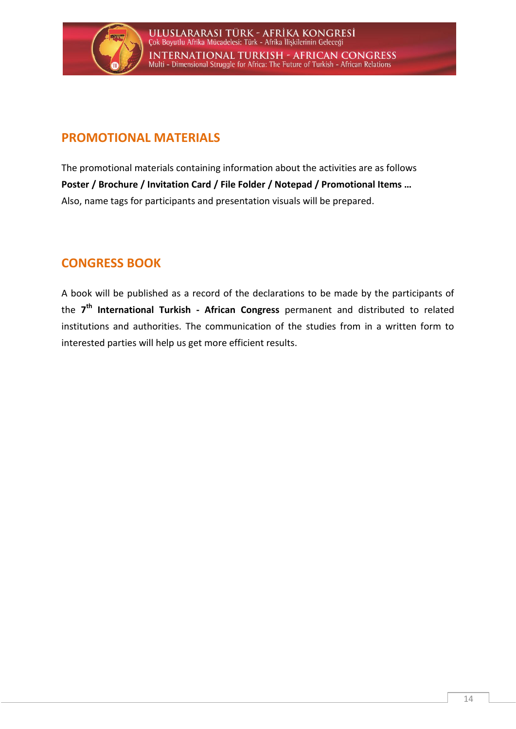## PROMOTIONAL MATERIALS

The promotional materials containing information about the activities are as follows
**Poster / Brochure / Invitation Card / File Folder / Notepad / Promotional Items …**
Also, name tags for participants and presentation visuals will be prepared.

## CONGRESS BOOK

A book will be published as a record of the declarations to be made by the participants of the **7th International Turkish - African Congress** permanent and distributed to related institutions and authorities. The communication of the studies from in a written form to interested parties will help us get more efficient results.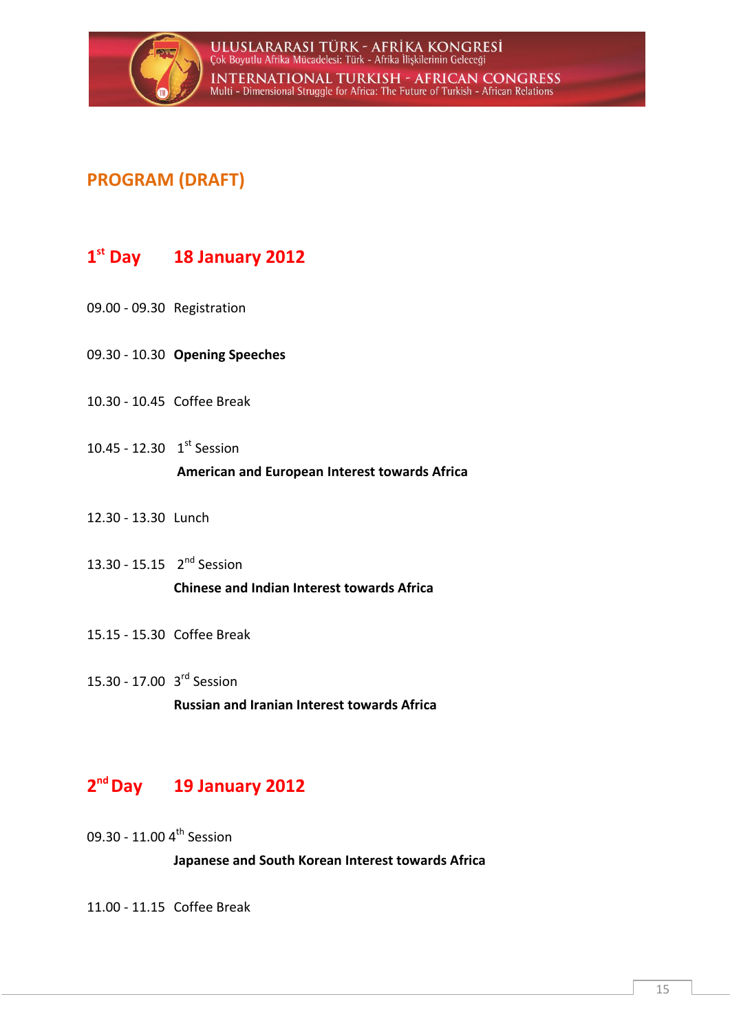## PROGRAM (DRAFT)

### 1st Day 18 January 2012

09.00 - 09.30 Registration

09.30 - 10.30 **Opening Speeches**

10.30 - 10.45 Coffee Break

10.45 - 12.30 1st Session

**American and European Interest towards Africa**

12.30 - 13.30 Lunch

13.30 - 15.15 2nd Session

**Chinese and Indian Interest towards Africa**

15.15 - 15.30 Coffee Break

15.30 - 17.00 3rd Session

**Russian and Iranian Interest towards Africa**

### 2nd Day 19 January 2012

09.30 - 11.00 4th Session

**Japanese and South Korean Interest towards Africa**

11.00 - 11.15 Coffee Break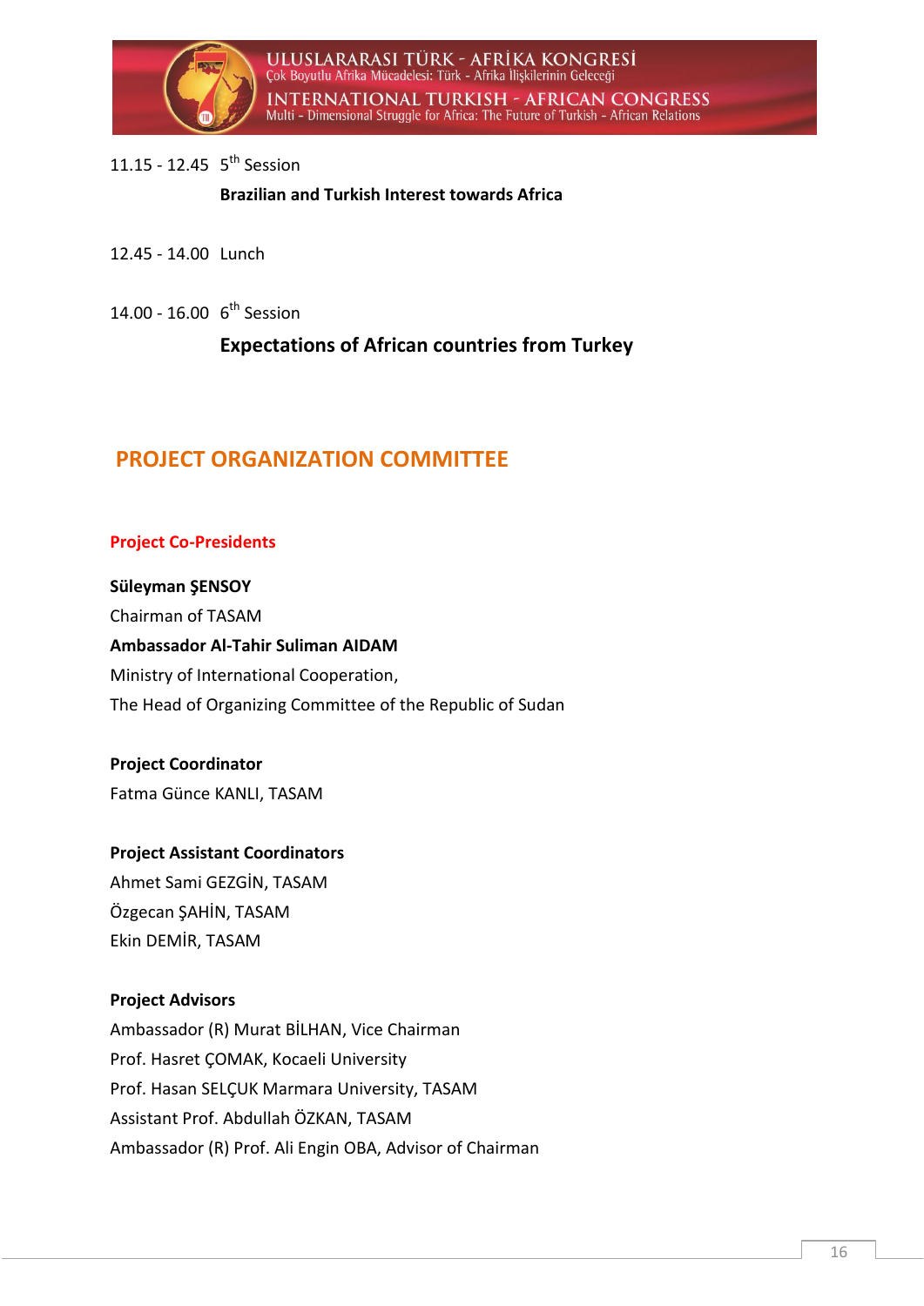11.15 - 12.45 5th Session

**Brazilian and Turkish Interest towards Africa**

12.45 - 14.00 Lunch

14.00 - 16.00 6th Session

**Expectations of African countries from Turkey**

## PROJECT ORGANIZATION COMMITTEE

### Project Co-Presidents

**Süleyman ŞENSOY**
Chairman of TASAM
**Ambassador Al-Tahir Suliman AIDAM**
Ministry of International Cooperation,
The Head of Organizing Committee of the Republic of Sudan

**Project Coordinator**
Fatma Günce KANLI, TASAM

**Project Assistant Coordinators**
Ahmet Sami GEZGİN, TASAM
Özgecan ŞAHİN, TASAM
Ekin DEMİR, TASAM

**Project Advisors**
Ambassador (R) Murat BİLHAN, Vice Chairman
Prof. Hasret ÇOMAK, Kocaeli University
Prof. Hasan SELÇUK Marmara University, TASAM
Assistant Prof. Abdullah ÖZKAN, TASAM
Ambassador (R) Prof. Ali Engin OBA, Advisor of Chairman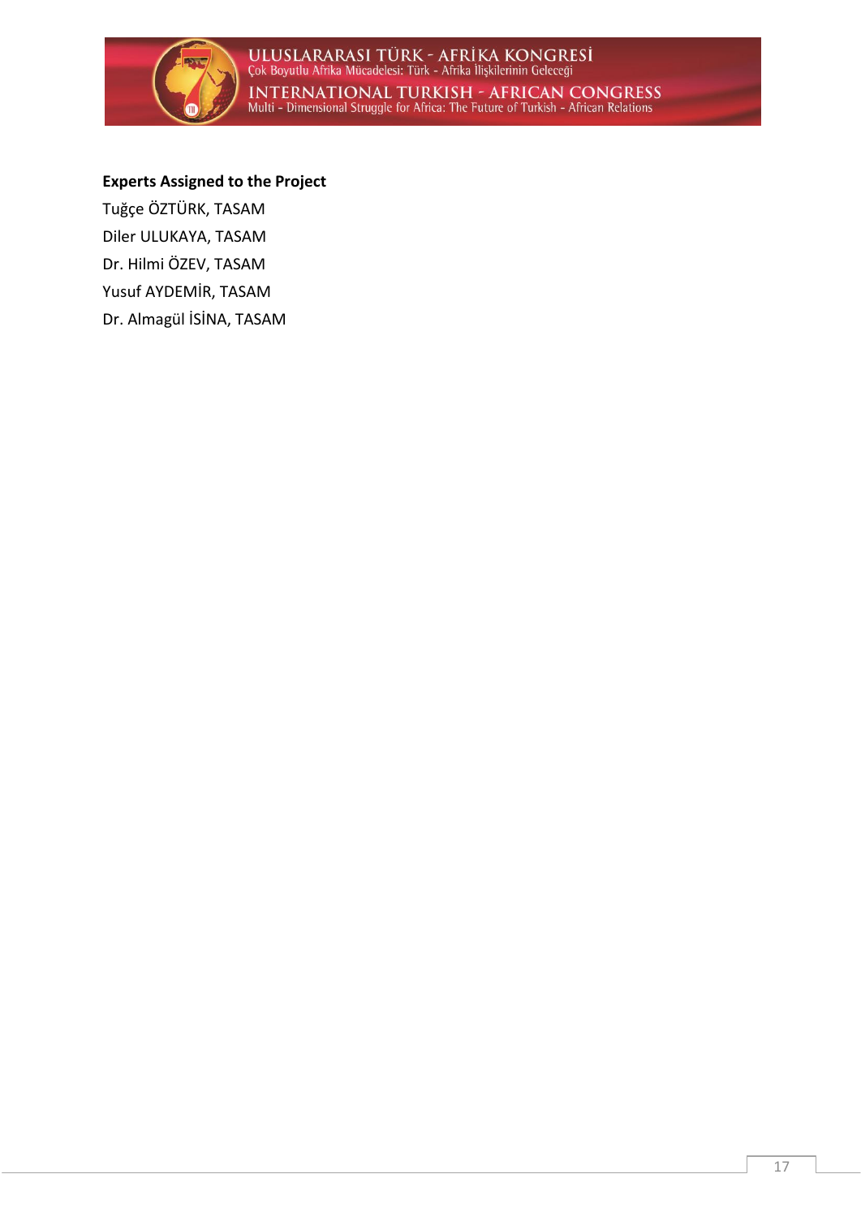**Experts Assigned to the Project**

Tuğçe ÖZTÜRK, TASAM

Diler ULUKAYA, TASAM

Dr. Hilmi ÖZEV, TASAM

Yusuf AYDEMİR, TASAM

Dr. Almagül İSİNA, TASAM